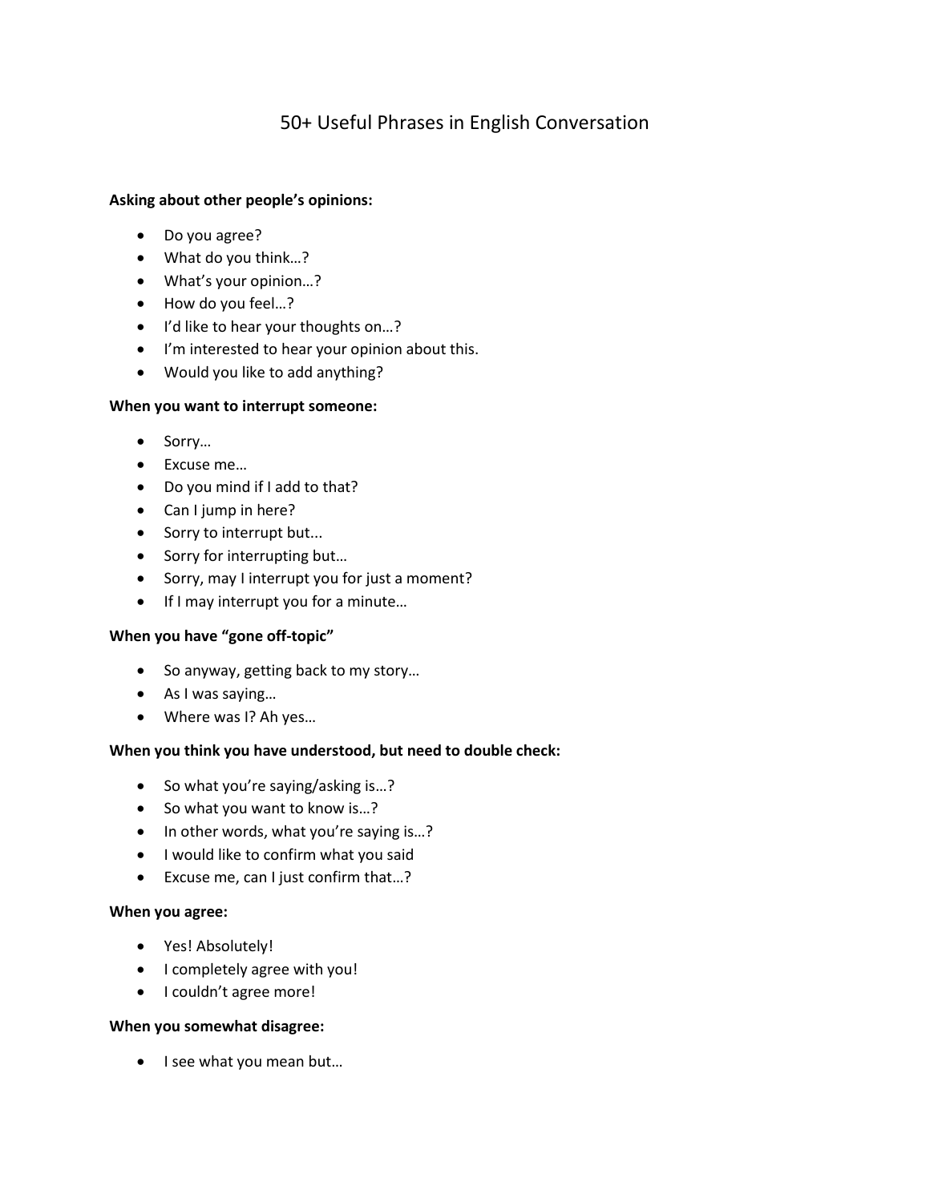# 50+ Useful Phrases in English Conversation

**Asking about other people's opinions:**

- Do you agree?
- What do you think…?
- What's your opinion…?
- How do you feel…?
- I'd like to hear your thoughts on…?
- I'm interested to hear your opinion about this.
- Would you like to add anything?

**When you want to interrupt someone:**

- Sorry…
- Excuse me…
- Do you mind if I add to that?
- Can I jump in here?
- Sorry to interrupt but...
- Sorry for interrupting but…
- Sorry, may I interrupt you for just a moment?
- If I may interrupt you for a minute…

**When you have "gone off-topic"**

- So anyway, getting back to my story…
- As I was saying…
- Where was I? Ah yes…

**When you think you have understood, but need to double check:**

- So what you're saying/asking is…?
- So what you want to know is…?
- In other words, what you're saying is…?
- I would like to confirm what you said
- Excuse me, can I just confirm that…?

**When you agree:**

- Yes! Absolutely!
- I completely agree with you!
- I couldn't agree more!

**When you somewhat disagree:**

- I see what you mean but…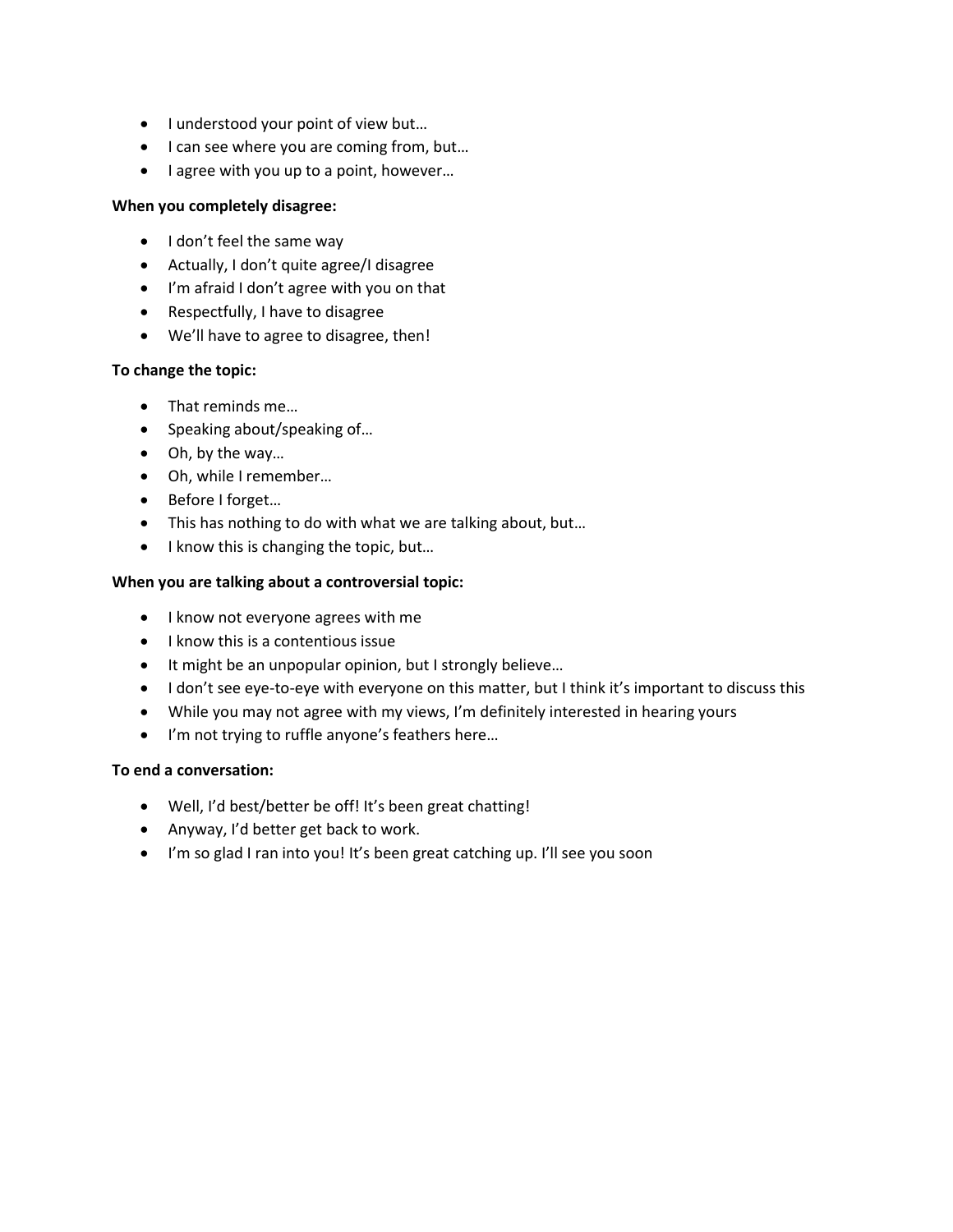- I understood your point of view but…
- I can see where you are coming from, but…
- I agree with you up to a point, however…

**When you completely disagree:**

- I don't feel the same way
- Actually, I don't quite agree/I disagree
- I'm afraid I don't agree with you on that
- Respectfully, I have to disagree
- We'll have to agree to disagree, then!

**To change the topic:**

- That reminds me…
- Speaking about/speaking of…
- Oh, by the way…
- Oh, while I remember…
- Before I forget…
- This has nothing to do with what we are talking about, but…
- I know this is changing the topic, but…

**When you are talking about a controversial topic:**

- I know not everyone agrees with me
- I know this is a contentious issue
- It might be an unpopular opinion, but I strongly believe…
- I don't see eye-to-eye with everyone on this matter, but I think it's important to discuss this
- While you may not agree with my views, I'm definitely interested in hearing yours
- I'm not trying to ruffle anyone's feathers here…

**To end a conversation:**

- Well, I'd best/better be off! It's been great chatting!
- Anyway, I'd better get back to work.
- I'm so glad I ran into you! It's been great catching up. I'll see you soon